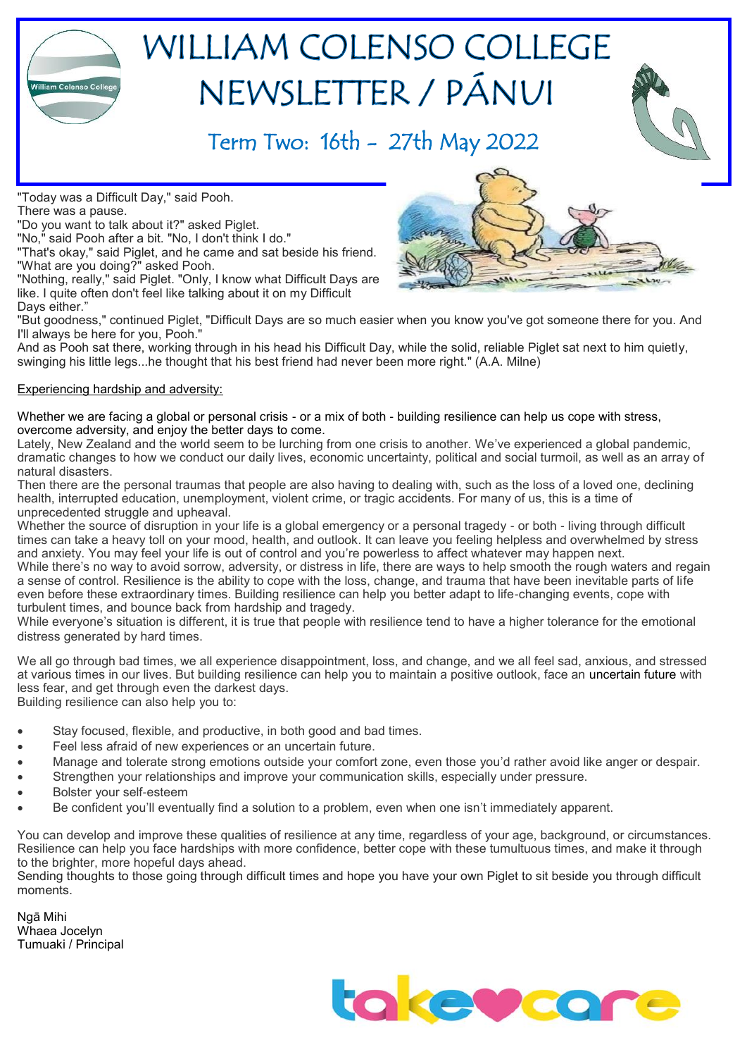# WILLIAM COLENSO COLLEGE NEWSLETTER / PÁNUI

## Term Two: 16th - 27th May 2022

"Today was a Difficult Day," said Pooh.
There was a pause.
"Do you want to talk about it?" asked Piglet.
"No," said Pooh after a bit. "No, I don't think I do."
"That's okay," said Piglet, and he came and sat beside his friend.
"What are you doing?" asked Pooh.
"Nothing, really," said Piglet. "Only, I know what Difficult Days are like. I quite often don't feel like talking about it on my Difficult Days either."
"But goodness," continued Piglet, "Difficult Days are so much easier when you know you've got someone there for you. And I'll always be here for you, Pooh."
And as Pooh sat there, working through in his head his Difficult Day, while the solid, reliable Piglet sat next to him quietly, swinging his little legs...he thought that his best friend had never been more right." (A.A. Milne)

Experiencing hardship and adversity:

Whether we are facing a global or personal crisis - or a mix of both - building resilience can help us cope with stress, overcome adversity, and enjoy the better days to come.
Lately, New Zealand and the world seem to be lurching from one crisis to another. We've experienced a global pandemic, dramatic changes to how we conduct our daily lives, economic uncertainty, political and social turmoil, as well as an array of natural disasters.
Then there are the personal traumas that people are also having to dealing with, such as the loss of a loved one, declining health, interrupted education, unemployment, violent crime, or tragic accidents. For many of us, this is a time of unprecedented struggle and upheaval.
Whether the source of disruption in your life is a global emergency or a personal tragedy - or both - living through difficult times can take a heavy toll on your mood, health, and outlook. It can leave you feeling helpless and overwhelmed by stress and anxiety. You may feel your life is out of control and you're powerless to affect whatever may happen next.
While there's no way to avoid sorrow, adversity, or distress in life, there are ways to help smooth the rough waters and regain a sense of control. Resilience is the ability to cope with the loss, change, and trauma that have been inevitable parts of life even before these extraordinary times. Building resilience can help you better adapt to life-changing events, cope with turbulent times, and bounce back from hardship and tragedy.
While everyone's situation is different, it is true that people with resilience tend to have a higher tolerance for the emotional distress generated by hard times.

We all go through bad times, we all experience disappointment, loss, and change, and we all feel sad, anxious, and stressed at various times in our lives. But building resilience can help you to maintain a positive outlook, face an uncertain future with less fear, and get through even the darkest days.
Building resilience can also help you to:

- Stay focused, flexible, and productive, in both good and bad times.
- Feel less afraid of new experiences or an uncertain future.
- Manage and tolerate strong emotions outside your comfort zone, even those you'd rather avoid like anger or despair.
- Strengthen your relationships and improve your communication skills, especially under pressure.
- Bolster your self-esteem
- Be confident you'll eventually find a solution to a problem, even when one isn't immediately apparent.

You can develop and improve these qualities of resilience at any time, regardless of your age, background, or circumstances. Resilience can help you face hardships with more confidence, better cope with these tumultuous times, and make it through to the brighter, more hopeful days ahead.
Sending thoughts to those going through difficult times and hope you have your own Piglet to sit beside you through difficult moments.

Ngā Mihi
Whaea Jocelyn
Tumuaki / Principal

take care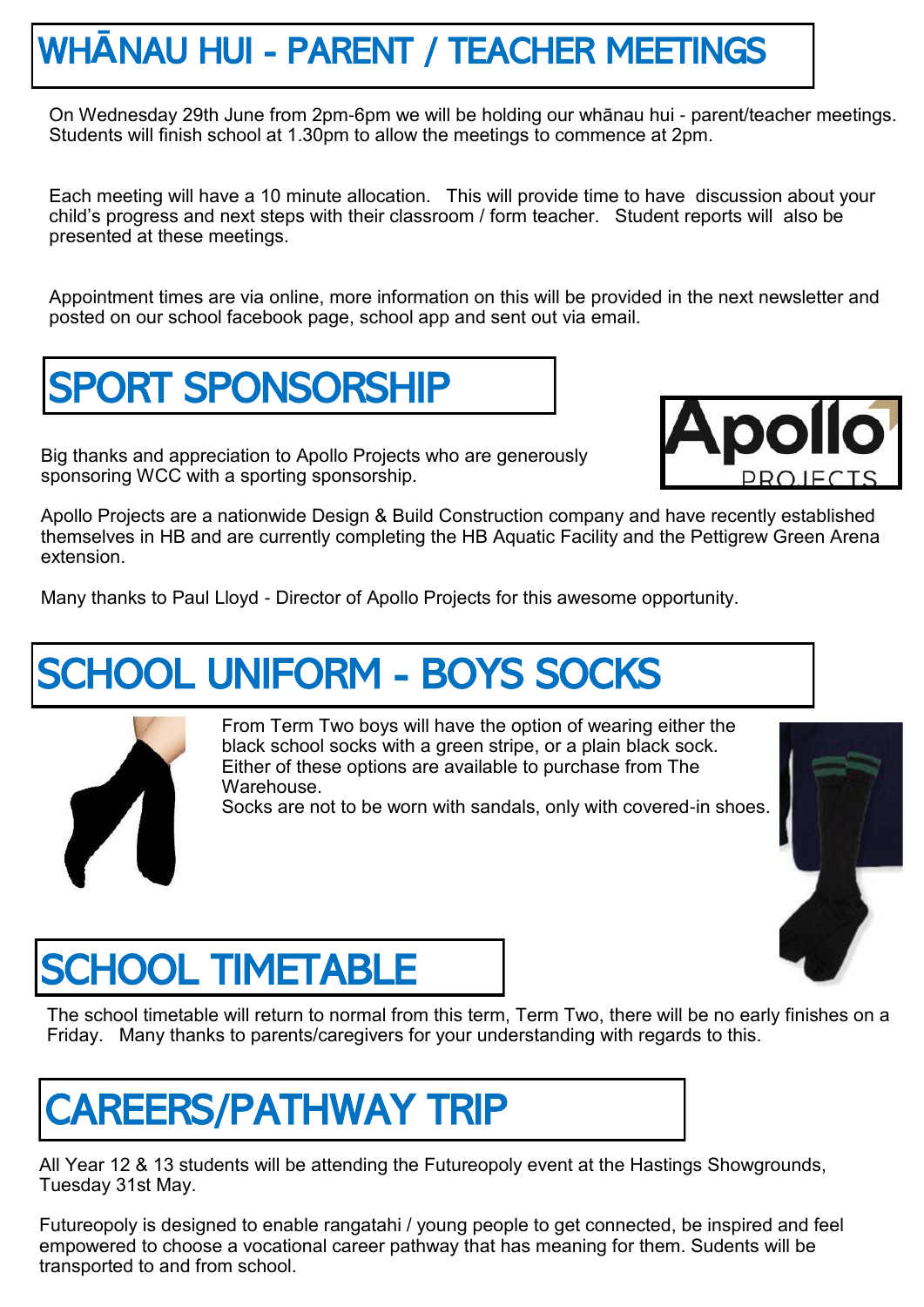# WHĀNAU HUI - PARENT / TEACHER MEETINGS

On Wednesday 29th June from 2pm-6pm we will be holding our whānau hui - parent/teacher meetings. Students will finish school at 1.30pm to allow the meetings to commence at 2pm.

Each meeting will have a 10 minute allocation. This will provide time to have discussion about your child's progress and next steps with their classroom / form teacher. Student reports will also be presented at these meetings.

Appointment times are via online, more information on this will be provided in the next newsletter and posted on our school facebook page, school app and sent out via email.

# SPORT SPONSORSHIP

Big thanks and appreciation to Apollo Projects who are generously sponsoring WCC with a sporting sponsorship.

Apollo Projects are a nationwide Design & Build Construction company and have recently established themselves in HB and are currently completing the HB Aquatic Facility and the Pettigrew Green Arena extension.

Many thanks to Paul Lloyd - Director of Apollo Projects for this awesome opportunity.

# SCHOOL UNIFORM - BOYS SOCKS

From Term Two boys will have the option of wearing either the black school socks with a green stripe, or a plain black sock. Either of these options are available to purchase from The Warehouse.
Socks are not to be worn with sandals, only with covered-in shoes.

# SCHOOL TIMETABLE

The school timetable will return to normal from this term, Term Two, there will be no early finishes on a Friday. Many thanks to parents/caregivers for your understanding with regards to this.

# CAREERS/PATHWAY TRIP

All Year 12 & 13 students will be attending the Futureopoly event at the Hastings Showgrounds, Tuesday 31st May.

Futureopoly is designed to enable rangatahi / young people to get connected, be inspired and feel empowered to choose a vocational career pathway that has meaning for them. Sudents will be transported to and from school.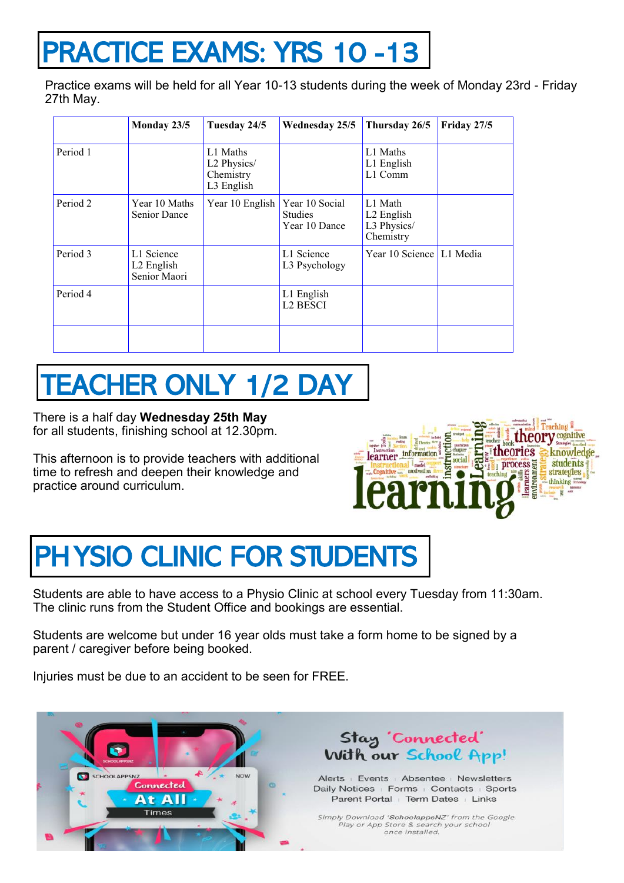# PRACTICE EXAMS: YRS 10 -13

Practice exams will be held for all Year 10-13 students during the week of Monday 23rd - Friday 27th May.

| | Monday 23/5 | Tuesday 24/5 | Wednesday 25/5 | Thursday 26/5 | Friday 27/5 |
|---|---|---|---|---|---|
| Period 1 | | L1 Maths<br>L2 Physics/ Chemistry<br>L3 English | | L1 Maths<br>L1 English<br>L1 Comm | |
| Period 2 | Year 10 Maths<br>Senior Dance | Year 10 English | Year 10 Social Studies<br>Year 10 Dance | L1 Math<br>L2 English<br>L3 Physics/ Chemistry | |
| Period 3 | L1 Science<br>L2 English<br>Senior Maori | | L1 Science<br>L3 Psychology | Year 10 Science | L1 Media |
| Period 4 | | | L1 English<br>L2 BESCI | | |
| | | | | | |

# TEACHER ONLY 1/2 DAY

There is a half day **Wednesday 25th May** for all students, finishing school at 12.30pm.

This afternoon is to provide teachers with additional time to refresh and deepen their knowledge and practice around curriculum.

# PHYSIO CLINIC FOR STUDENTS

Students are able to have access to a Physio Clinic at school every Tuesday from 11:30am. The clinic runs from the Student Office and bookings are essential.

Students are welcome but under 16 year olds must take a form home to be signed by a parent / caregiver before being booked.

Injuries must be due to an accident to be seen for FREE.

Stay 'Connected' With our School App!

Alerts | Events | Absentee | Newsletters
Daily Notices | Forms | Contacts | Sports
Parent Portal | Term Dates | Links

*Simply Download 'SchoolappsNZ' from the Google Play or App Store & search your school once installed.*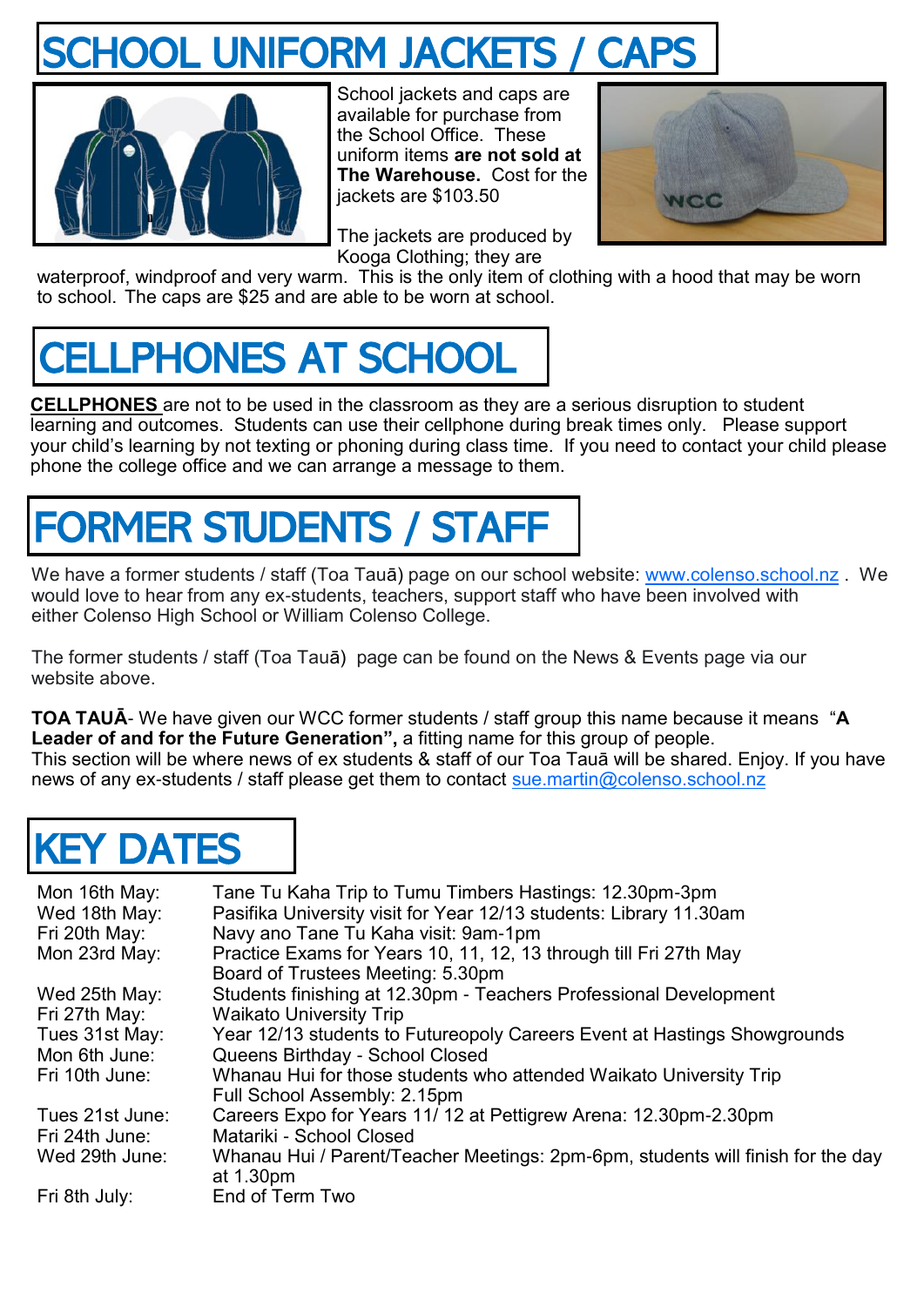# SCHOOL UNIFORM JACKETS / CAPS

School jackets and caps are available for purchase from the School Office. These uniform items **are not sold at The Warehouse.** Cost for the jackets are $103.50

The jackets are produced by Kooga Clothing; they are waterproof, windproof and very warm. This is the only item of clothing with a hood that may be worn to school. The caps are $25 and are able to be worn at school.

# CELLPHONES AT SCHOOL

**CELLPHONES** are not to be used in the classroom as they are a serious disruption to student learning and outcomes. Students can use their cellphone during break times only. Please support your child's learning by not texting or phoning during class time. If you need to contact your child please phone the college office and we can arrange a message to them.

# FORMER STUDENTS / STAFF

We have a former students / staff (Toa Tauā) page on our school website: www.colenso.school.nz . We would love to hear from any ex-students, teachers, support staff who have been involved with either Colenso High School or William Colenso College.

The former students / staff (Toa Tauā) page can be found on the News & Events page via our website above.

**TOA TAUĀ**- We have given our WCC former students / staff group this name because it means "**A Leader of and for the Future Generation",** a fitting name for this group of people.
This section will be where news of ex students & staff of our Toa Tauā will be shared. Enjoy. If you have news of any ex-students / staff please get them to contact sue.martin@colenso.school.nz

# KEY DATES

| | |
|---|---|
| Mon 16th May: | Tane Tu Kaha Trip to Tumu Timbers Hastings: 12.30pm-3pm |
| Wed 18th May: | Pasifika University visit for Year 12/13 students: Library 11.30am |
| Fri 20th May: | Navy ano Tane Tu Kaha visit: 9am-1pm |
| Mon 23rd May: | Practice Exams for Years 10, 11, 12, 13 through till Fri 27th May<br>Board of Trustees Meeting: 5.30pm |
| Wed 25th May: | Students finishing at 12.30pm - Teachers Professional Development |
| Fri 27th May: | Waikato University Trip |
| Tues 31st May: | Year 12/13 students to Futureopoly Careers Event at Hastings Showgrounds |
| Mon 6th June: | Queens Birthday - School Closed |
| Fri 10th June: | Whanau Hui for those students who attended Waikato University Trip<br>Full School Assembly: 2.15pm |
| Tues 21st June: | Careers Expo for Years 11/ 12 at Pettigrew Arena: 12.30pm-2.30pm |
| Fri 24th June: | Matariki - School Closed |
| Wed 29th June: | Whanau Hui / Parent/Teacher Meetings: 2pm-6pm, students will finish for the day at 1.30pm |
| Fri 8th July: | End of Term Two |